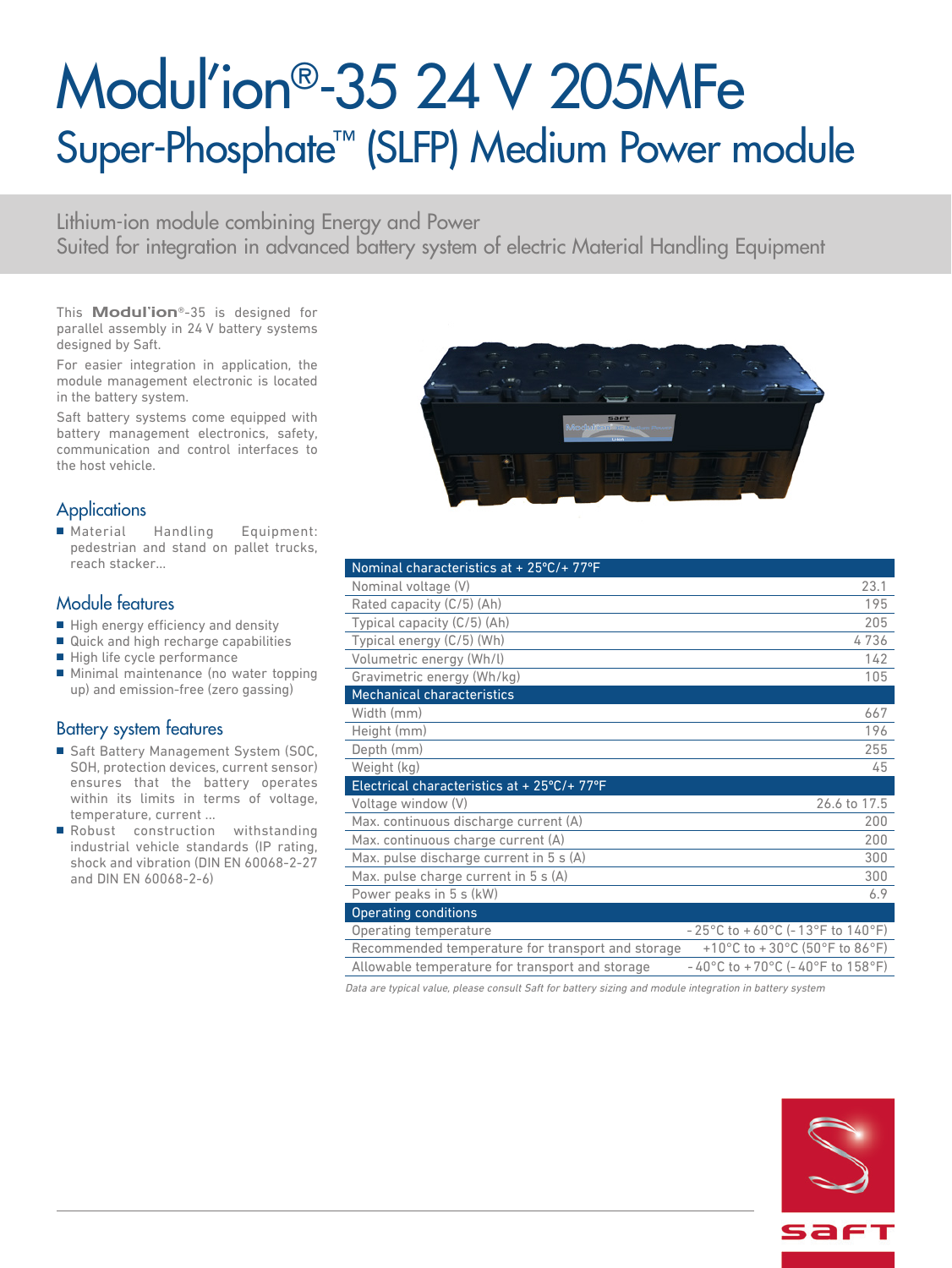# Modul'ion®-35 24 V 205MFe

## Super-Phosphate™ (SLFP) Medium Power module

Lithium-ion module combining Energy and Power
Suited for integration in advanced battery system of electric Material Handling Equipment

This **Modul'ion**®-35 is designed for parallel assembly in 24 V battery systems designed by Saft.

For easier integration in application, the module management electronic is located in the battery system.

Saft battery systems come equipped with battery management electronics, safety, communication and control interfaces to the host vehicle.

### Applications

- Material Handling Equipment: pedestrian and stand on pallet trucks, reach stacker…

### Module features

- High energy efficiency and density
- Quick and high recharge capabilities
- High life cycle performance
- Minimal maintenance (no water topping up) and emission-free (zero gassing)

### Battery system features

- Saft Battery Management System (SOC, SOH, protection devices, current sensor) ensures that the battery operates within its limits in terms of voltage, temperature, current …
- Robust construction withstanding industrial vehicle standards (IP rating, shock and vibration (DIN EN 60068-2-27 and DIN EN 60068-2-6)

| Nominal characteristics at + 25°C/+ 77°F | |
|---|---|
| Nominal voltage (V) | 23.1 |
| Rated capacity (C/5) (Ah) | 195 |
| Typical capacity (C/5) (Ah) | 205 |
| Typical energy (C/5) (Wh) | 4 736 |
| Volumetric energy (Wh/l) | 142 |
| Gravimetric energy (Wh/kg) | 105 |
| **Mechanical characteristics** | |
| Width (mm) | 667 |
| Height (mm) | 196 |
| Depth (mm) | 255 |
| Weight (kg) | 45 |
| **Electrical characteristics at + 25°C/+ 77°F** | |
| Voltage window (V) | 26.6 to 17.5 |
| Max. continuous discharge current (A) | 200 |
| Max. continuous charge current (A) | 200 |
| Max. pulse discharge current in 5 s (A) | 300 |
| Max. pulse charge current in 5 s (A) | 300 |
| Power peaks in 5 s (kW) | 6.9 |
| **Operating conditions** | |
| Operating temperature | - 25°C to + 60°C (- 13°F to 140°F) |
| Recommended temperature for transport and storage | +10°C to + 30°C (50°F to 86°F) |
| Allowable temperature for transport and storage | - 40°C to + 70°C (- 40°F to 158°F) |

*Data are typical value, please consult Saft for battery sizing and module integration in battery system*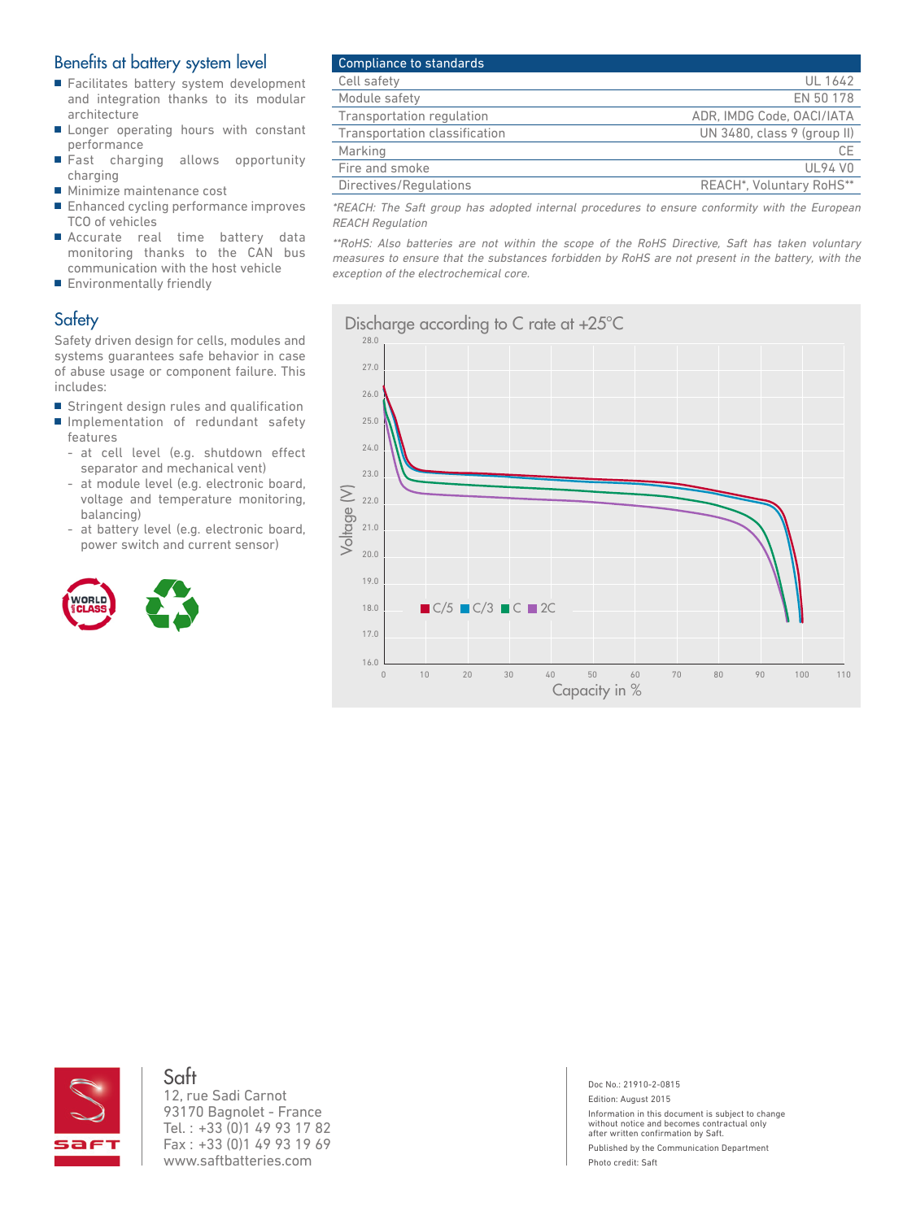## Benefits at battery system level

- Facilitates battery system development and integration thanks to its modular architecture
- Longer operating hours with constant performance
- Fast charging allows opportunity charging
- Minimize maintenance cost
- Enhanced cycling performance improves TCO of vehicles
- Accurate real time battery data monitoring thanks to the CAN bus communication with the host vehicle
- Environmentally friendly

## Safety

Safety driven design for cells, modules and systems guarantees safe behavior in case of abuse usage or component failure. This includes:

- Stringent design rules and qualification
- Implementation of redundant safety features
  - at cell level (e.g. shutdown effect separator and mechanical vent)
  - at module level (e.g. electronic board, voltage and temperature monitoring, balancing)
  - at battery level (e.g. electronic board, power switch and current sensor)

| Compliance to standards | |
|---|---|
| Cell safety | UL 1642 |
| Module safety | EN 50 178 |
| Transportation regulation | ADR, IMDG Code, OACI/IATA |
| Transportation classification | UN 3480, class 9 (group II) |
| Marking | CE |
| Fire and smoke | UL94 V0 |
| Directives/Regulations | REACH*, Voluntary RoHS** |

*\*REACH: The Saft group has adopted internal procedures to ensure conformity with the European REACH Regulation*

*\*\*RoHS: Also batteries are not within the scope of the RoHS Directive, Saft has taken voluntary measures to ensure that the substances forbidden by RoHS are not present in the battery, with the exception of the electrochemical core.*

Discharge according to C rate at +25°C

Voltage (V)

28.0
27.0
26.0
25.0
24.0
23.0
22.0
21.0
20.0
19.0
18.0
17.0
16.0

0 10 20 30 40 50 60 70 80 90 100 110

Capacity in %

C/5 C/3 C 2C

Saft
12, rue Sadi Carnot
93170 Bagnolet - France
Tel. : +33 (0)1 49 93 17 82
Fax : +33 (0)1 49 93 19 69
www.saftbatteries.com

Doc No.: 21910-2-0815
Edition: August 2015
Information in this document is subject to change without notice and becomes contractual only after written confirmation by Saft.
Published by the Communication Department
Photo credit: Saft